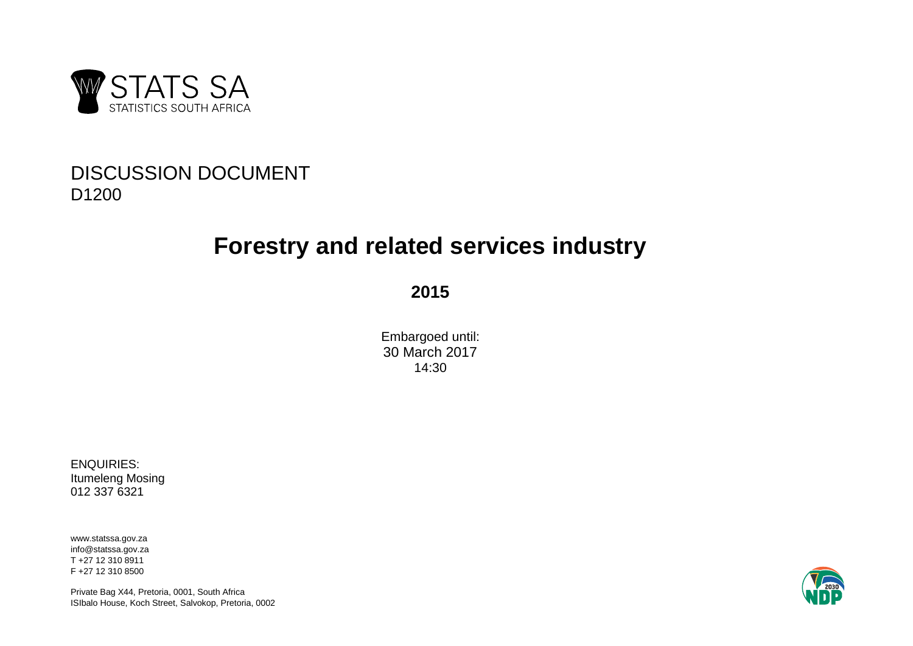STATS SA

STATISTICS SOUTH AFRICA

DISCUSSION DOCUMENT
D1200

# Forestry and related services industry

**2015**

Embargoed until:
30 March 2017
14:30

ENQUIRIES:
Itumeleng Mosing
012 337 6321

www.statssa.gov.za
info@statssa.gov.za
T +27 12 310 8911
F +27 12 310 8500

Private Bag X44, Pretoria, 0001, South Africa
ISIbalo House, Koch Street, Salvokop, Pretoria, 0002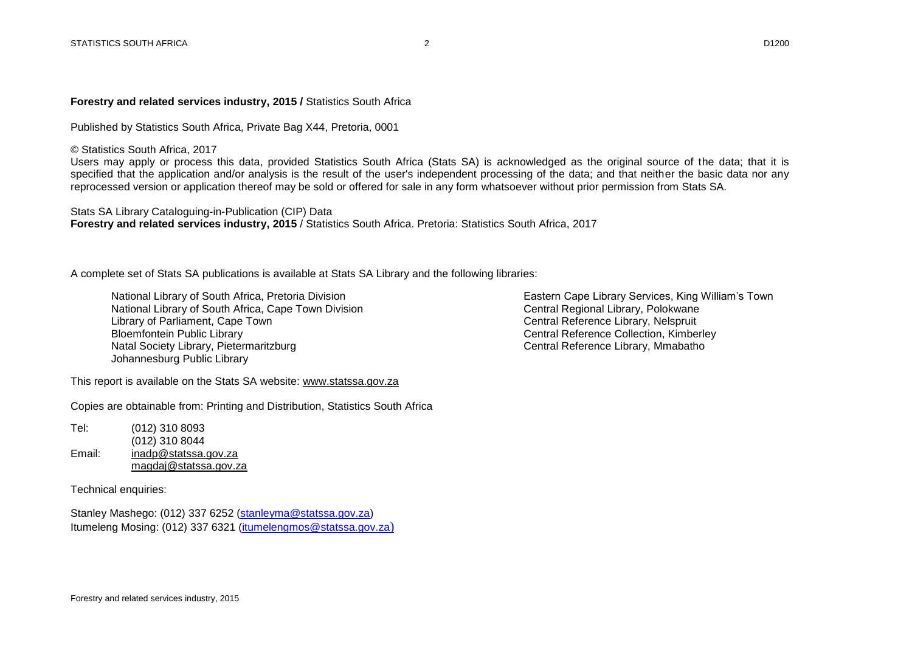**Forestry and related services industry, 2015 /** Statistics South Africa

Published by Statistics South Africa, Private Bag X44, Pretoria, 0001

© Statistics South Africa, 2017

Users may apply or process this data, provided Statistics South Africa (Stats SA) is acknowledged as the original source of the data; that it is specified that the application and/or analysis is the result of the user's independent processing of the data; and that neither the basic data nor any reprocessed version or application thereof may be sold or offered for sale in any form whatsoever without prior permission from Stats SA.

Stats SA Library Cataloguing-in-Publication (CIP) Data
**Forestry and related services industry, 2015** / Statistics South Africa. Pretoria: Statistics South Africa, 2017

A complete set of Stats SA publications is available at Stats SA Library and the following libraries:

National Library of South Africa, Pretoria Division
National Library of South Africa, Cape Town Division
Library of Parliament, Cape Town
Bloemfontein Public Library
Natal Society Library, Pietermaritzburg
Johannesburg Public Library
Eastern Cape Library Services, King William's Town
Central Regional Library, Polokwane
Central Reference Library, Nelspruit
Central Reference Collection, Kimberley
Central Reference Library, Mmabatho

This report is available on the Stats SA website: www.statssa.gov.za

Copies are obtainable from: Printing and Distribution, Statistics South Africa

Tel: (012) 310 8093
(012) 310 8044
Email: inadp@statssa.gov.za
magdaj@statssa.gov.za

Technical enquiries:

Stanley Mashego: (012) 337 6252 (stanleyma@statssa.gov.za)
Itumeleng Mosing: (012) 337 6321 (itumelengmos@statssa.gov.za)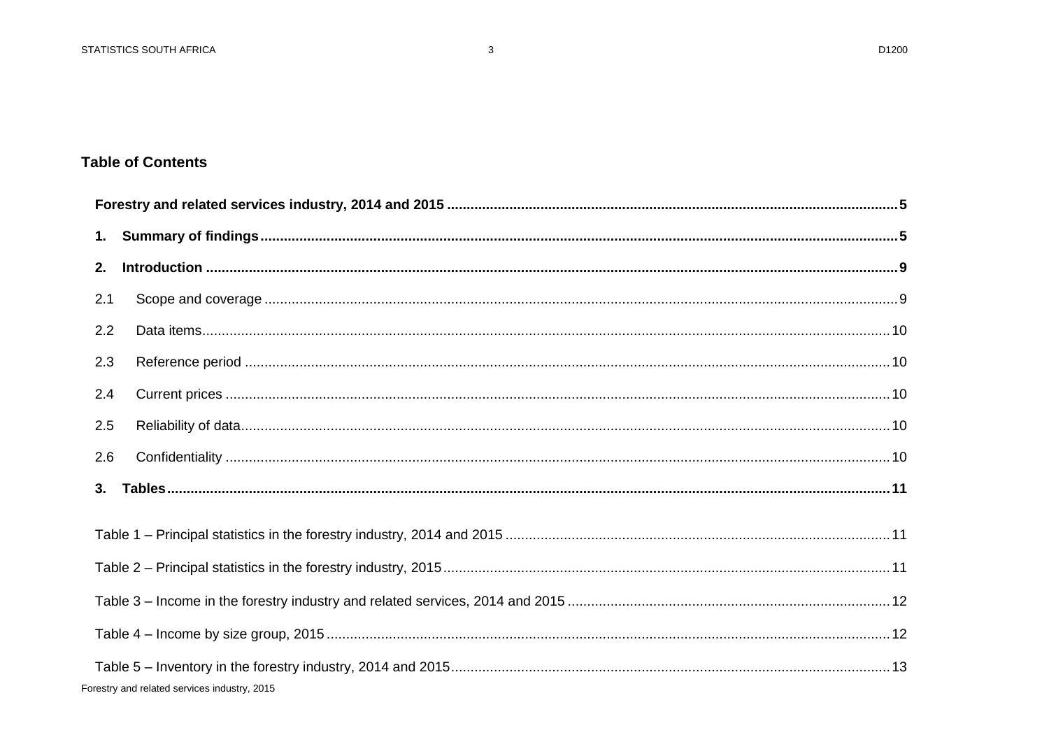## Table of Contents

**Forestry and related services industry, 2014 and 2015** .......... **5**

**1. Summary of findings** .......... **5**

**2. Introduction** .......... **9**

2.1 Scope and coverage .......... 9

2.2 Data items .......... 10

2.3 Reference period .......... 10

2.4 Current prices .......... 10

2.5 Reliability of data .......... 10

2.6 Confidentiality .......... 10

**3. Tables** .......... **11**

Table 1 – Principal statistics in the forestry industry, 2014 and 2015 .......... 11

Table 2 – Principal statistics in the forestry industry, 2015 .......... 11

Table 3 – Income in the forestry industry and related services, 2014 and 2015 .......... 12

Table 4 – Income by size group, 2015 .......... 12

Table 5 – Inventory in the forestry industry, 2014 and 2015 .......... 13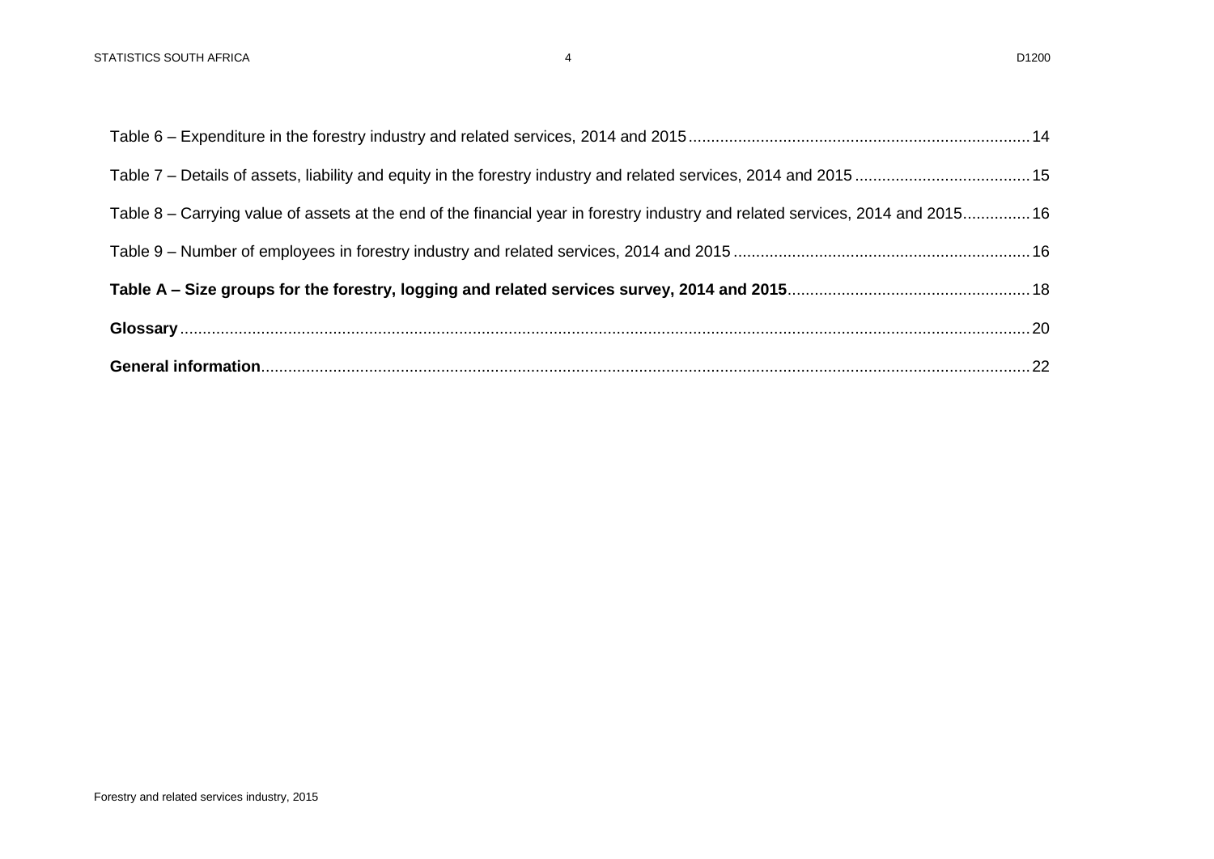Table 6 – Expenditure in the forestry industry and related services, 2014 and 2015 ........ 14

Table 7 – Details of assets, liability and equity in the forestry industry and related services, 2014 and 2015 ........ 15

Table 8 – Carrying value of assets at the end of the financial year in forestry industry and related services, 2014 and 2015 ........ 16

Table 9 – Number of employees in forestry industry and related services, 2014 and 2015 ........ 16

**Table A – Size groups for the forestry, logging and related services survey, 2014 and 2015** ........ 18

**Glossary** ........ 20

**General information** ........ 22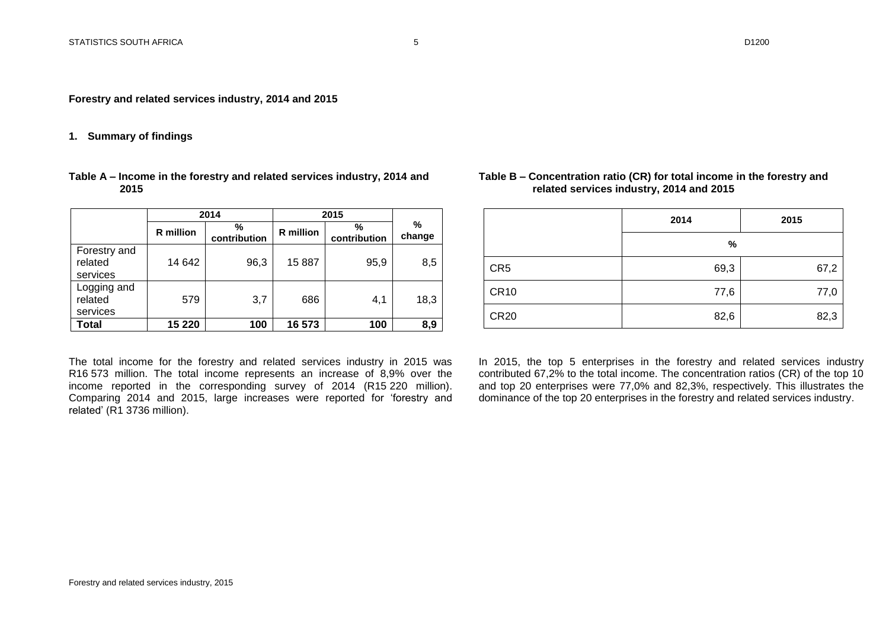**Forestry and related services industry, 2014 and 2015**

## 1. Summary of findings

**Table A – Income in the forestry and related services industry, 2014 and 2015**

| | 2014 | | 2015 | | % change |
|---|---|---|---|---|---|
| | R million | % contribution | R million | % contribution | |
| Forestry and related services | 14 642 | 96,3 | 15 887 | 95,9 | 8,5 |
| Logging and related services | 579 | 3,7 | 686 | 4,1 | 18,3 |
| **Total** | **15 220** | **100** | **16 573** | **100** | **8,9** |

The total income for the forestry and related services industry in 2015 was R16 573 million. The total income represents an increase of 8,9% over the income reported in the corresponding survey of 2014 (R15 220 million). Comparing 2014 and 2015, large increases were reported for 'forestry and related' (R1 3736 million).

**Table B – Concentration ratio (CR) for total income in the forestry and related services industry, 2014 and 2015**

| | 2014 | 2015 |
|---|---|---|
| | % | |
| CR5 | 69,3 | 67,2 |
| CR10 | 77,6 | 77,0 |
| CR20 | 82,6 | 82,3 |

In 2015, the top 5 enterprises in the forestry and related services industry contributed 67,2% to the total income. The concentration ratios (CR) of the top 10 and top 20 enterprises were 77,0% and 82,3%, respectively. This illustrates the dominance of the top 20 enterprises in the forestry and related services industry.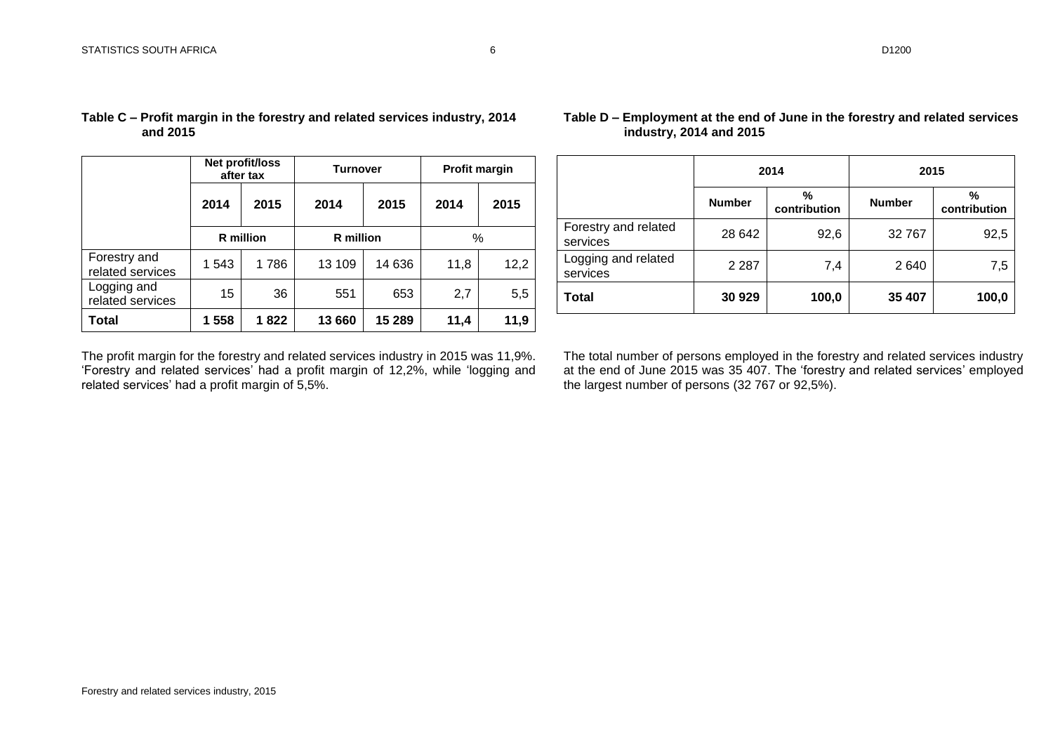**Table C – Profit margin in the forestry and related services industry, 2014 and 2015**

| | Net profit/loss after tax | | Turnover | | Profit margin | |
|---|---|---|---|---|---|---|
| | 2014 | 2015 | 2014 | 2015 | 2014 | 2015 |
| | R million | | R million | | % | |
| Forestry and related services | 1 543 | 1 786 | 13 109 | 14 636 | 11,8 | 12,2 |
| Logging and related services | 15 | 36 | 551 | 653 | 2,7 | 5,5 |
| **Total** | **1 558** | **1 822** | **13 660** | **15 289** | **11,4** | **11,9** |

The profit margin for the forestry and related services industry in 2015 was 11,9%. 'Forestry and related services' had a profit margin of 12,2%, while 'logging and related services' had a profit margin of 5,5%.

**Table D – Employment at the end of June in the forestry and related services industry, 2014 and 2015**

| | 2014 | | 2015 | |
|---|---|---|---|---|
| | Number | % contribution | Number | % contribution |
| Forestry and related services | 28 642 | 92,6 | 32 767 | 92,5 |
| Logging and related services | 2 287 | 7,4 | 2 640 | 7,5 |
| **Total** | **30 929** | **100,0** | **35 407** | **100,0** |

The total number of persons employed in the forestry and related services industry at the end of June 2015 was 35 407. The 'forestry and related services' employed the largest number of persons (32 767 or 92,5%).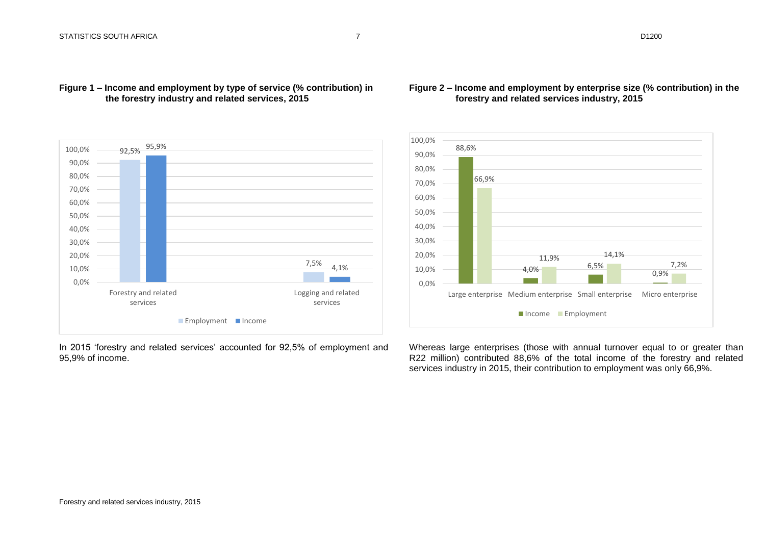**Figure 1 – Income and employment by type of service (% contribution) in the forestry industry and related services, 2015**

| | Employment | Income |
|---|---|---|
| Forestry and related services | 92,5% | 95,9% |
| Logging and related services | 7,5% | 4,1% |

In 2015 'forestry and related services' accounted for 92,5% of employment and 95,9% of income.

**Figure 2 – Income and employment by enterprise size (% contribution) in the forestry and related services industry, 2015**

| | Income | Employment |
|---|---|---|
| Large enterprise | 88,6% | 66,9% |
| Medium enterprise | 4,0% | 11,9% |
| Small enterprise | 6,5% | 14,1% |
| Micro enterprise | 0,9% | 7,2% |

Whereas large enterprises (those with annual turnover equal to or greater than R22 million) contributed 88,6% of the total income of the forestry and related services industry in 2015, their contribution to employment was only 66,9%.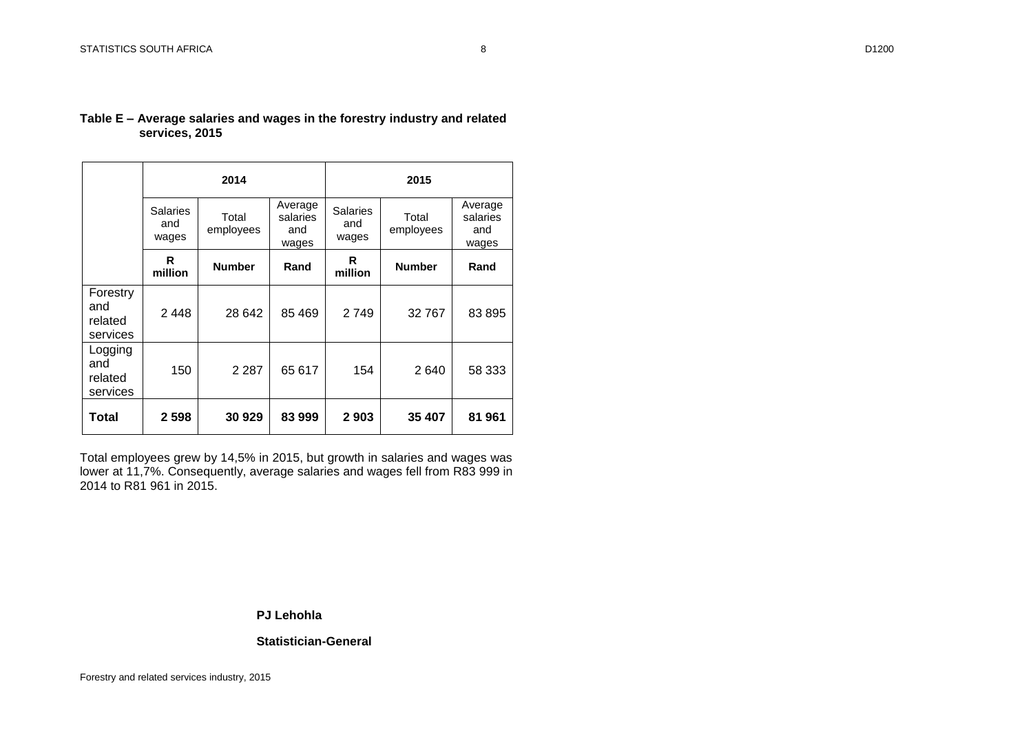**Table E – Average salaries and wages in the forestry industry and related services, 2015**

| | 2014 | | | 2015 | | |
|---|---|---|---|---|---|---|
| | Salaries and wages | Total employees | Average salaries and wages | Salaries and wages | Total employees | Average salaries and wages |
| | **R million** | **Number** | **Rand** | **R million** | **Number** | **Rand** |
| Forestry and related services | 2 448 | 28 642 | 85 469 | 2 749 | 32 767 | 83 895 |
| Logging and related services | 150 | 2 287 | 65 617 | 154 | 2 640 | 58 333 |
| **Total** | **2 598** | **30 929** | **83 999** | **2 903** | **35 407** | **81 961** |

Total employees grew by 14,5% in 2015, but growth in salaries and wages was lower at 11,7%. Consequently, average salaries and wages fell from R83 999 in 2014 to R81 961 in 2015.

**PJ Lehohla**

**Statistician-General**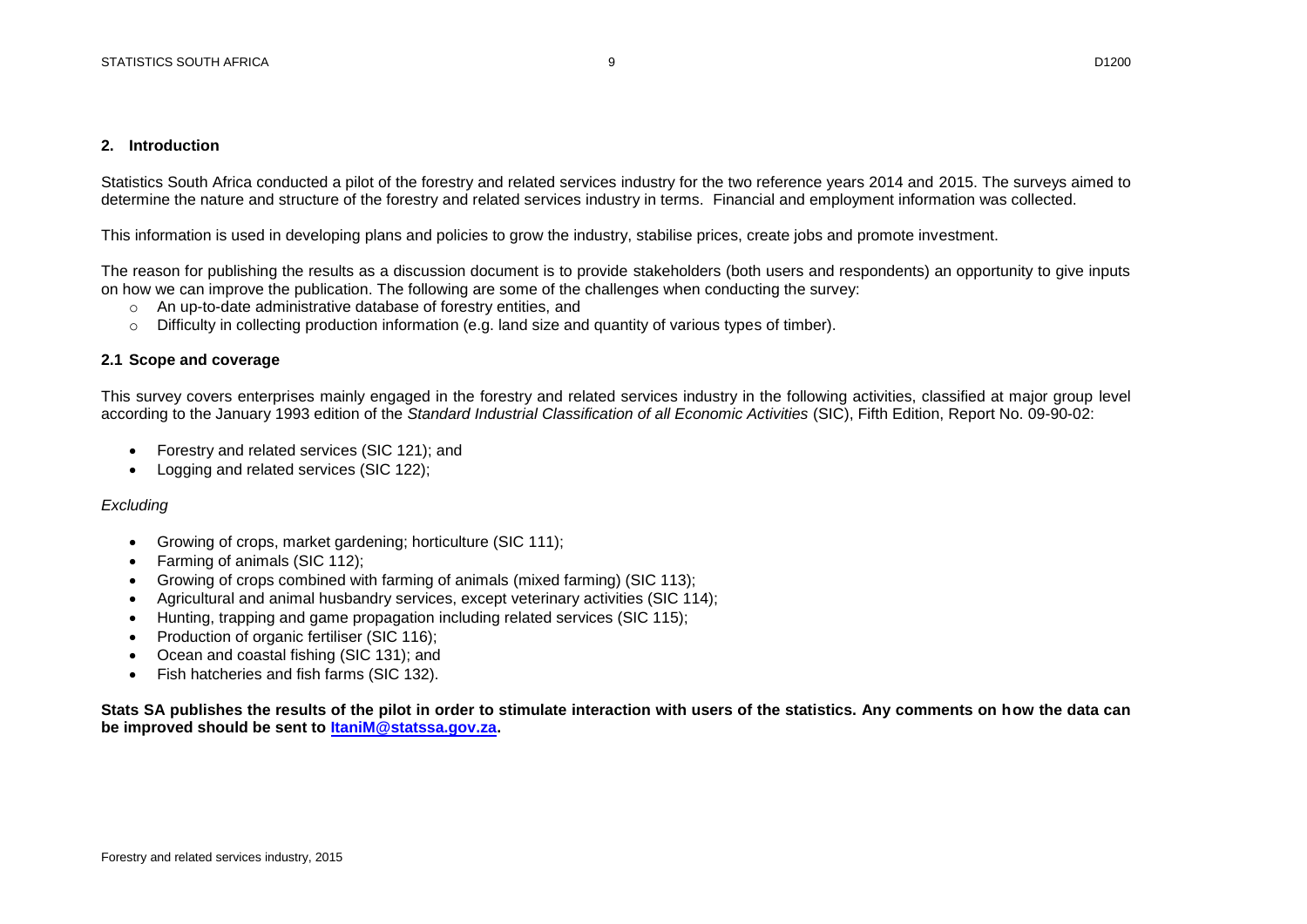## 2. Introduction

Statistics South Africa conducted a pilot of the forestry and related services industry for the two reference years 2014 and 2015. The surveys aimed to determine the nature and structure of the forestry and related services industry in terms. Financial and employment information was collected.

This information is used in developing plans and policies to grow the industry, stabilise prices, create jobs and promote investment.

The reason for publishing the results as a discussion document is to provide stakeholders (both users and respondents) an opportunity to give inputs on how we can improve the publication. The following are some of the challenges when conducting the survey:

- An up-to-date administrative database of forestry entities, and
- Difficulty in collecting production information (e.g. land size and quantity of various types of timber).

### 2.1 Scope and coverage

This survey covers enterprises mainly engaged in the forestry and related services industry in the following activities, classified at major group level according to the January 1993 edition of the *Standard Industrial Classification of all Economic Activities* (SIC), Fifth Edition, Report No. 09-90-02:

- Forestry and related services (SIC 121); and
- Logging and related services (SIC 122);

*Excluding*

- Growing of crops, market gardening; horticulture (SIC 111);
- Farming of animals (SIC 112);
- Growing of crops combined with farming of animals (mixed farming) (SIC 113);
- Agricultural and animal husbandry services, except veterinary activities (SIC 114);
- Hunting, trapping and game propagation including related services (SIC 115);
- Production of organic fertiliser (SIC 116);
- Ocean and coastal fishing (SIC 131); and
- Fish hatcheries and fish farms (SIC 132).

**Stats SA publishes the results of the pilot in order to stimulate interaction with users of the statistics. Any comments on how the data can be improved should be sent to ItaniM@statssa.gov.za.**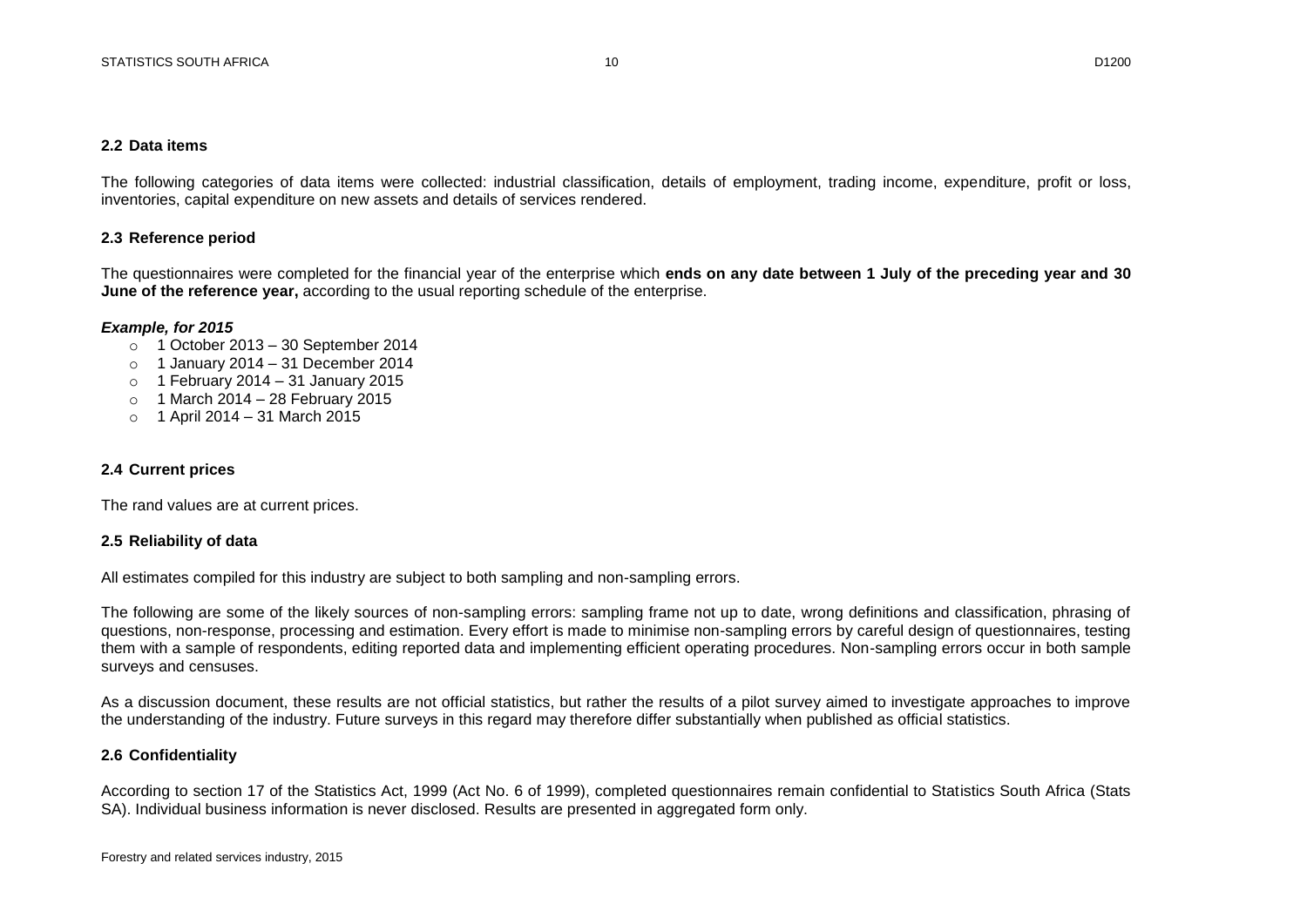## 2.2 Data items

The following categories of data items were collected: industrial classification, details of employment, trading income, expenditure, profit or loss, inventories, capital expenditure on new assets and details of services rendered.

## 2.3 Reference period

The questionnaires were completed for the financial year of the enterprise which **ends on any date between 1 July of the preceding year and 30 June of the reference year,** according to the usual reporting schedule of the enterprise.

***Example, for 2015***

- 1 October 2013 – 30 September 2014
- 1 January 2014 – 31 December 2014
- 1 February 2014 – 31 January 2015
- 1 March 2014 – 28 February 2015
- 1 April 2014 – 31 March 2015

## 2.4 Current prices

The rand values are at current prices.

## 2.5 Reliability of data

All estimates compiled for this industry are subject to both sampling and non-sampling errors.

The following are some of the likely sources of non-sampling errors: sampling frame not up to date, wrong definitions and classification, phrasing of questions, non-response, processing and estimation. Every effort is made to minimise non-sampling errors by careful design of questionnaires, testing them with a sample of respondents, editing reported data and implementing efficient operating procedures. Non-sampling errors occur in both sample surveys and censuses.

As a discussion document, these results are not official statistics, but rather the results of a pilot survey aimed to investigate approaches to improve the understanding of the industry. Future surveys in this regard may therefore differ substantially when published as official statistics.

## 2.6 Confidentiality

According to section 17 of the Statistics Act, 1999 (Act No. 6 of 1999), completed questionnaires remain confidential to Statistics South Africa (Stats SA). Individual business information is never disclosed. Results are presented in aggregated form only.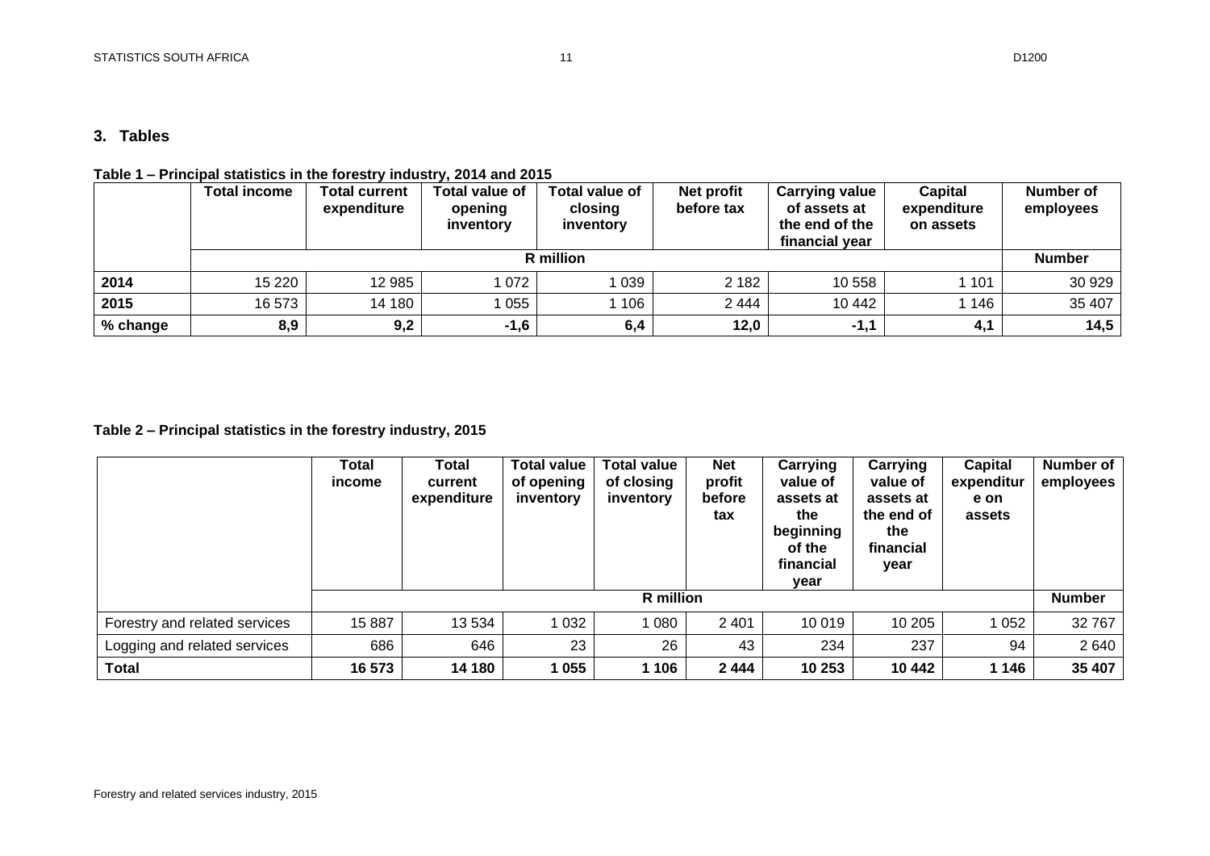## 3. Tables

**Table 1 – Principal statistics in the forestry industry, 2014 and 2015**

| | Total income | Total current expenditure | Total value of opening inventory | Total value of closing inventory | Net profit before tax | Carrying value of assets at the end of the financial year | Capital expenditure on assets | Number of employees |
|---|---|---|---|---|---|---|---|---|
| | R million | | | | | | | Number |
| **2014** | 15 220 | 12 985 | 1 072 | 1 039 | 2 182 | 10 558 | 1 101 | 30 929 |
| **2015** | 16 573 | 14 180 | 1 055 | 1 106 | 2 444 | 10 442 | 1 146 | 35 407 |
| **% change** | **8,9** | **9,2** | **-1,6** | **6,4** | **12,0** | **-1,1** | **4,1** | **14,5** |

**Table 2 – Principal statistics in the forestry industry, 2015**

| | Total income | Total current expenditure | Total value of opening inventory | Total value of closing inventory | Net profit before tax | Carrying value of assets at the beginning of the financial year | Carrying value of assets at the end of the financial year | Capital expenditure on assets | Number of employees |
|---|---|---|---|---|---|---|---|---|---|
| | R million | | | | | | | | Number |
| Forestry and related services | 15 887 | 13 534 | 1 032 | 1 080 | 2 401 | 10 019 | 10 205 | 1 052 | 32 767 |
| Logging and related services | 686 | 646 | 23 | 26 | 43 | 234 | 237 | 94 | 2 640 |
| **Total** | **16 573** | **14 180** | **1 055** | **1 106** | **2 444** | **10 253** | **10 442** | **1 146** | **35 407** |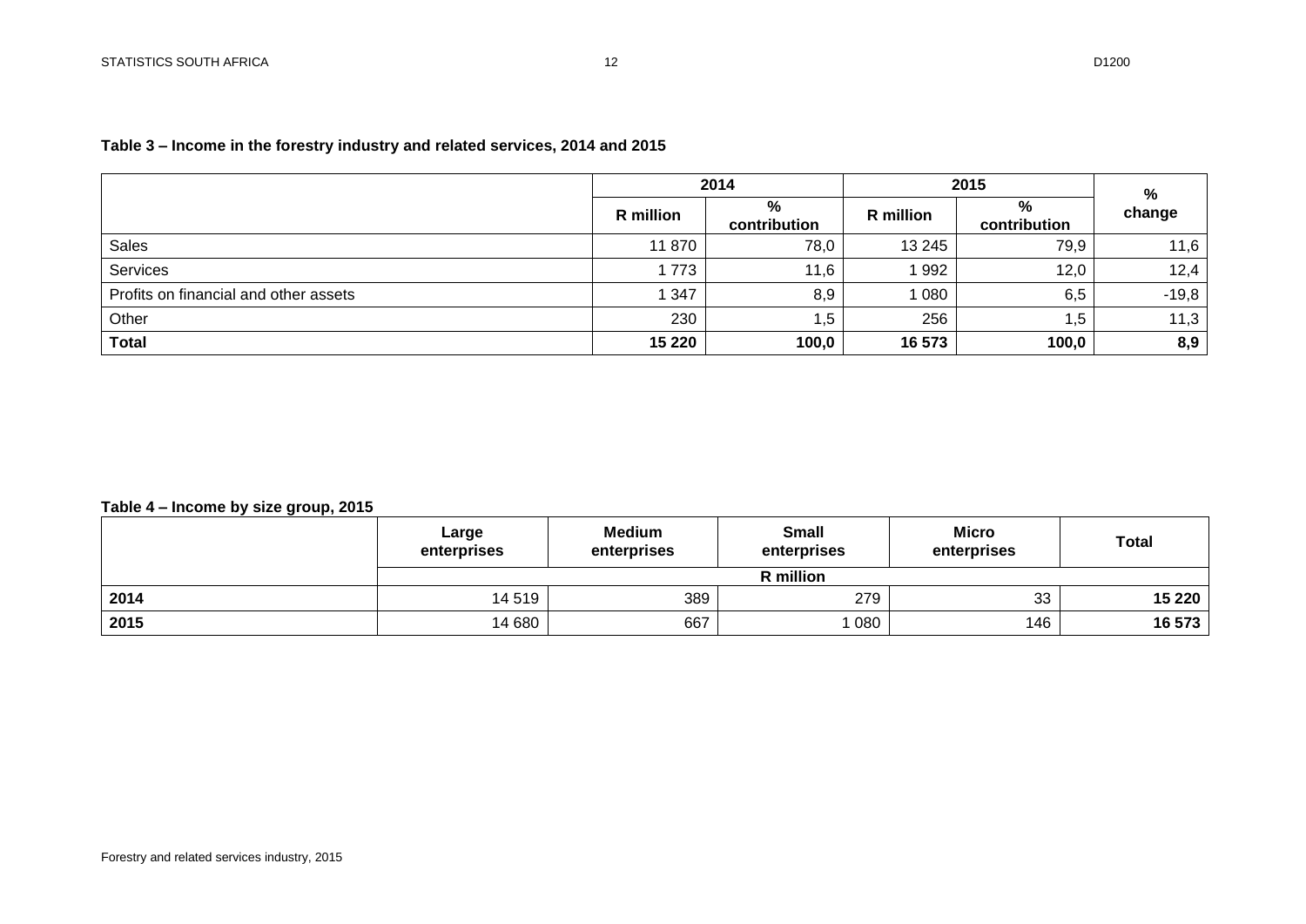**Table 3 – Income in the forestry industry and related services, 2014 and 2015**

| | 2014 | | 2015 | | % change |
|---|---|---|---|---|---|
| | R million | % contribution | R million | % contribution | |
| Sales | 11 870 | 78,0 | 13 245 | 79,9 | 11,6 |
| Services | 1 773 | 11,6 | 1 992 | 12,0 | 12,4 |
| Profits on financial and other assets | 1 347 | 8,9 | 1 080 | 6,5 | -19,8 |
| Other | 230 | 1,5 | 256 | 1,5 | 11,3 |
| **Total** | **15 220** | **100,0** | **16 573** | **100,0** | **8,9** |

**Table 4 – Income by size group, 2015**

| | Large enterprises | Medium enterprises | Small enterprises | Micro enterprises | Total |
|---|---|---|---|---|---|
| | R million | | | | |
| **2014** | 14 519 | 389 | 279 | 33 | **15 220** |
| **2015** | 14 680 | 667 | 1 080 | 146 | **16 573** |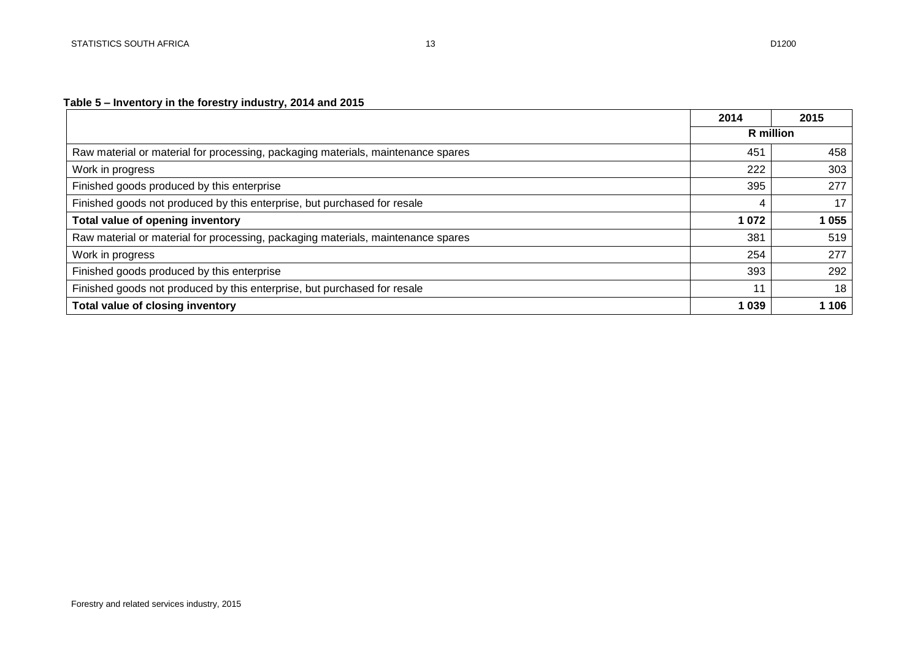**Table 5 – Inventory in the forestry industry, 2014 and 2015**

| | 2014 | 2015 |
|---|---|---|
| | R million | |
| Raw material or material for processing, packaging materials, maintenance spares | 451 | 458 |
| Work in progress | 222 | 303 |
| Finished goods produced by this enterprise | 395 | 277 |
| Finished goods not produced by this enterprise, but purchased for resale | 4 | 17 |
| **Total value of opening inventory** | **1 072** | **1 055** |
| Raw material or material for processing, packaging materials, maintenance spares | 381 | 519 |
| Work in progress | 254 | 277 |
| Finished goods produced by this enterprise | 393 | 292 |
| Finished goods not produced by this enterprise, but purchased for resale | 11 | 18 |
| **Total value of closing inventory** | **1 039** | **1 106** |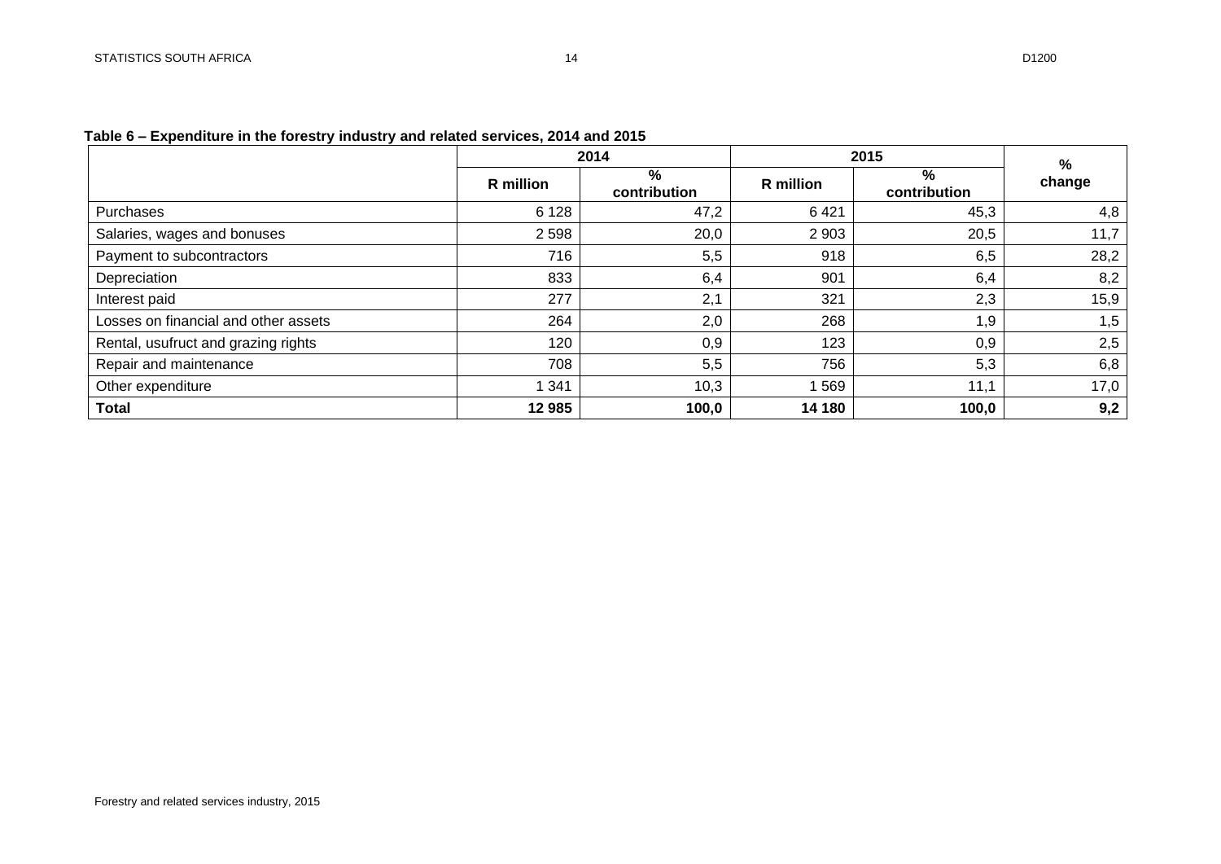**Table 6 – Expenditure in the forestry industry and related services, 2014 and 2015**

| | 2014 | | 2015 | | % change |
|---|---|---|---|---|---|
| | R million | % contribution | R million | % contribution | |
| Purchases | 6 128 | 47,2 | 6 421 | 45,3 | 4,8 |
| Salaries, wages and bonuses | 2 598 | 20,0 | 2 903 | 20,5 | 11,7 |
| Payment to subcontractors | 716 | 5,5 | 918 | 6,5 | 28,2 |
| Depreciation | 833 | 6,4 | 901 | 6,4 | 8,2 |
| Interest paid | 277 | 2,1 | 321 | 2,3 | 15,9 |
| Losses on financial and other assets | 264 | 2,0 | 268 | 1,9 | 1,5 |
| Rental, usufruct and grazing rights | 120 | 0,9 | 123 | 0,9 | 2,5 |
| Repair and maintenance | 708 | 5,5 | 756 | 5,3 | 6,8 |
| Other expenditure | 1 341 | 10,3 | 1 569 | 11,1 | 17,0 |
| **Total** | **12 985** | **100,0** | **14 180** | **100,0** | **9,2** |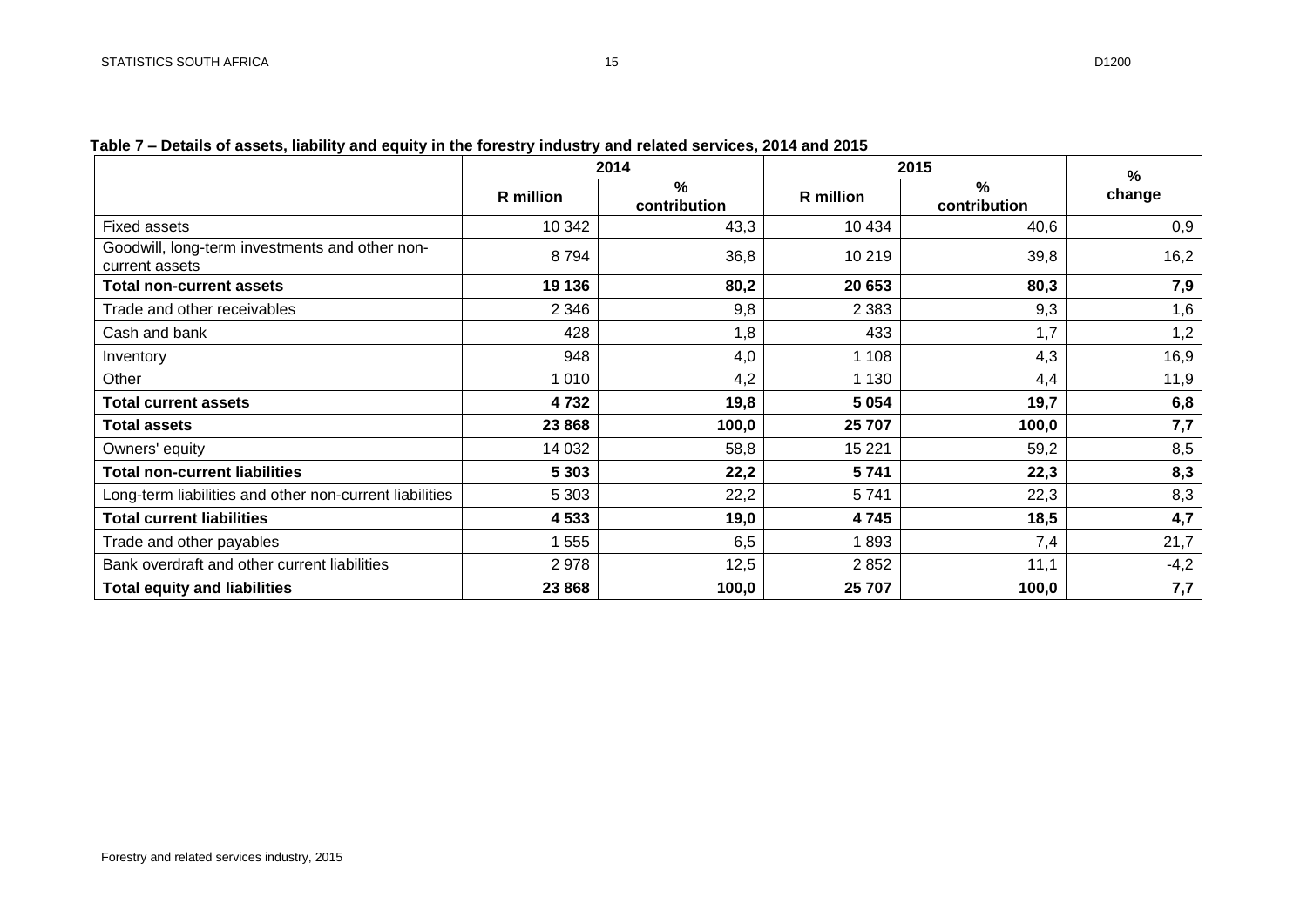**Table 7 – Details of assets, liability and equity in the forestry industry and related services, 2014 and 2015**

| | 2014 | | 2015 | | % change |
|---|---|---|---|---|---|
| | R million | % contribution | R million | % contribution | |
| Fixed assets | 10 342 | 43,3 | 10 434 | 40,6 | 0,9 |
| Goodwill, long-term investments and other non-current assets | 8 794 | 36,8 | 10 219 | 39,8 | 16,2 |
| **Total non-current assets** | **19 136** | **80,2** | **20 653** | **80,3** | **7,9** |
| Trade and other receivables | 2 346 | 9,8 | 2 383 | 9,3 | 1,6 |
| Cash and bank | 428 | 1,8 | 433 | 1,7 | 1,2 |
| Inventory | 948 | 4,0 | 1 108 | 4,3 | 16,9 |
| Other | 1 010 | 4,2 | 1 130 | 4,4 | 11,9 |
| **Total current assets** | **4 732** | **19,8** | **5 054** | **19,7** | **6,8** |
| **Total assets** | **23 868** | **100,0** | **25 707** | **100,0** | **7,7** |
| Owners' equity | 14 032 | 58,8 | 15 221 | 59,2 | 8,5 |
| **Total non-current liabilities** | **5 303** | **22,2** | **5 741** | **22,3** | **8,3** |
| Long-term liabilities and other non-current liabilities | 5 303 | 22,2 | 5 741 | 22,3 | 8,3 |
| **Total current liabilities** | **4 533** | **19,0** | **4 745** | **18,5** | **4,7** |
| Trade and other payables | 1 555 | 6,5 | 1 893 | 7,4 | 21,7 |
| Bank overdraft and other current liabilities | 2 978 | 12,5 | 2 852 | 11,1 | -4,2 |
| **Total equity and liabilities** | **23 868** | **100,0** | **25 707** | **100,0** | **7,7** |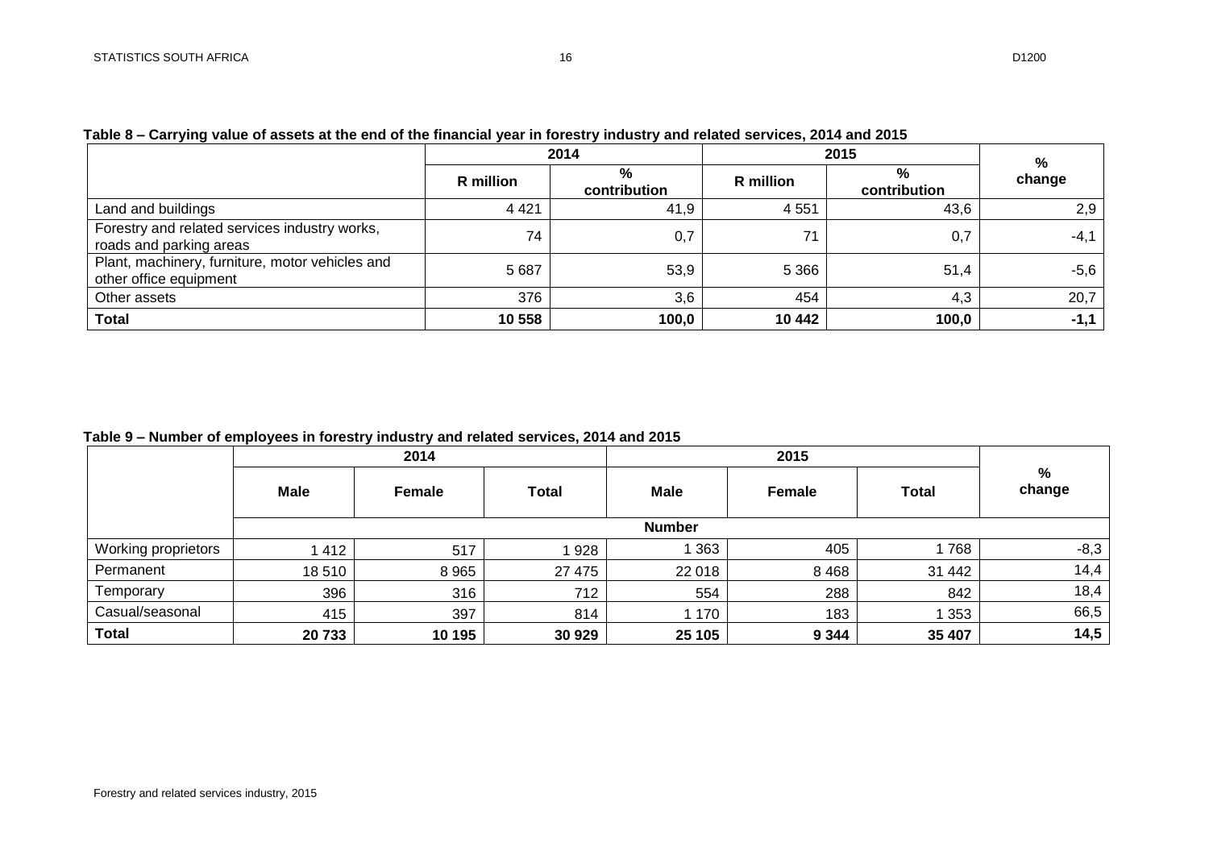**Table 8 – Carrying value of assets at the end of the financial year in forestry industry and related services, 2014 and 2015**

| | 2014 | | 2015 | | % change |
|---|---|---|---|---|---|
| | R million | % contribution | R million | % contribution | |
| Land and buildings | 4 421 | 41,9 | 4 551 | 43,6 | 2,9 |
| Forestry and related services industry works, roads and parking areas | 74 | 0,7 | 71 | 0,7 | -4,1 |
| Plant, machinery, furniture, motor vehicles and other office equipment | 5 687 | 53,9 | 5 366 | 51,4 | -5,6 |
| Other assets | 376 | 3,6 | 454 | 4,3 | 20,7 |
| **Total** | **10 558** | **100,0** | **10 442** | **100,0** | **-1,1** |

**Table 9 – Number of employees in forestry industry and related services, 2014 and 2015**

| | 2014 | | | 2015 | | | % change |
|---|---|---|---|---|---|---|---|
| | Male | Female | Total | Male | Female | Total | |
| | Number | | | | | | |
| Working proprietors | 1 412 | 517 | 1 928 | 1 363 | 405 | 1 768 | -8,3 |
| Permanent | 18 510 | 8 965 | 27 475 | 22 018 | 8 468 | 31 442 | 14,4 |
| Temporary | 396 | 316 | 712 | 554 | 288 | 842 | 18,4 |
| Casual/seasonal | 415 | 397 | 814 | 1 170 | 183 | 1 353 | 66,5 |
| **Total** | **20 733** | **10 195** | **30 929** | **25 105** | **9 344** | **35 407** | **14,5** |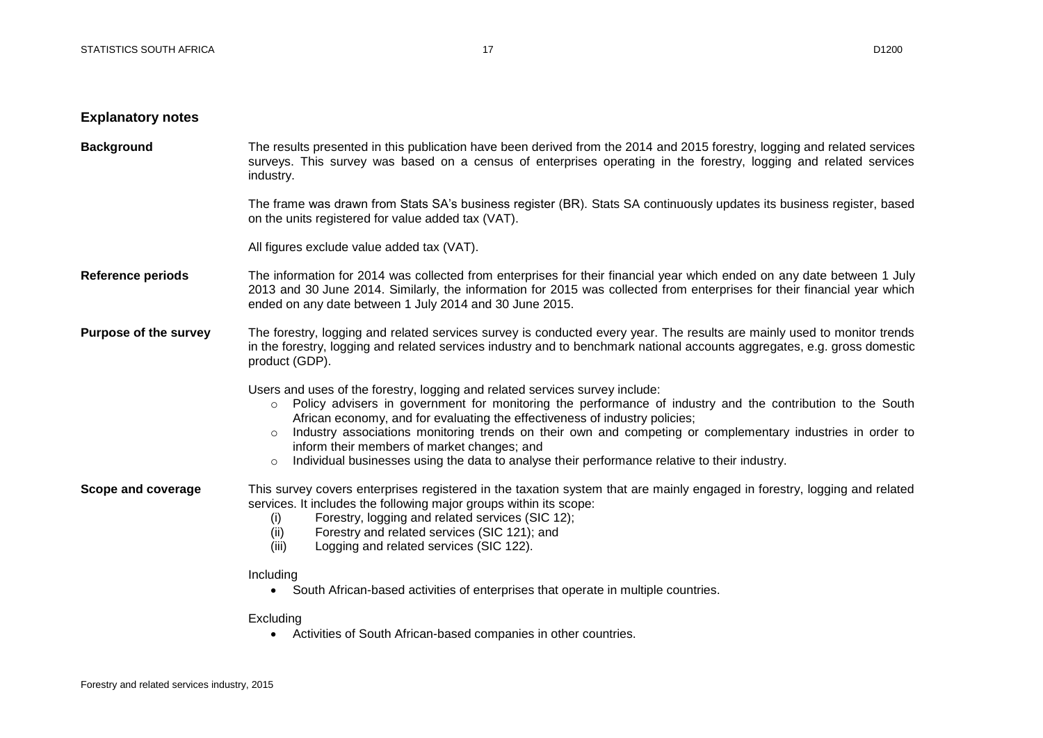## Explanatory notes

**Background**

The results presented in this publication have been derived from the 2014 and 2015 forestry, logging and related services surveys. This survey was based on a census of enterprises operating in the forestry, logging and related services industry.

The frame was drawn from Stats SA's business register (BR). Stats SA continuously updates its business register, based on the units registered for value added tax (VAT).

All figures exclude value added tax (VAT).

**Reference periods**

The information for 2014 was collected from enterprises for their financial year which ended on any date between 1 July 2013 and 30 June 2014. Similarly, the information for 2015 was collected from enterprises for their financial year which ended on any date between 1 July 2014 and 30 June 2015.

**Purpose of the survey**

The forestry, logging and related services survey is conducted every year. The results are mainly used to monitor trends in the forestry, logging and related services industry and to benchmark national accounts aggregates, e.g. gross domestic product (GDP).

Users and uses of the forestry, logging and related services survey include:

- Policy advisers in government for monitoring the performance of industry and the contribution to the South African economy, and for evaluating the effectiveness of industry policies;
- Industry associations monitoring trends on their own and competing or complementary industries in order to inform their members of market changes; and
- Individual businesses using the data to analyse their performance relative to their industry.

**Scope and coverage**

This survey covers enterprises registered in the taxation system that are mainly engaged in forestry, logging and related services. It includes the following major groups within its scope:

(i) Forestry, logging and related services (SIC 12);
(ii) Forestry and related services (SIC 121); and
(iii) Logging and related services (SIC 122).

Including

- South African-based activities of enterprises that operate in multiple countries.

Excluding

- Activities of South African-based companies in other countries.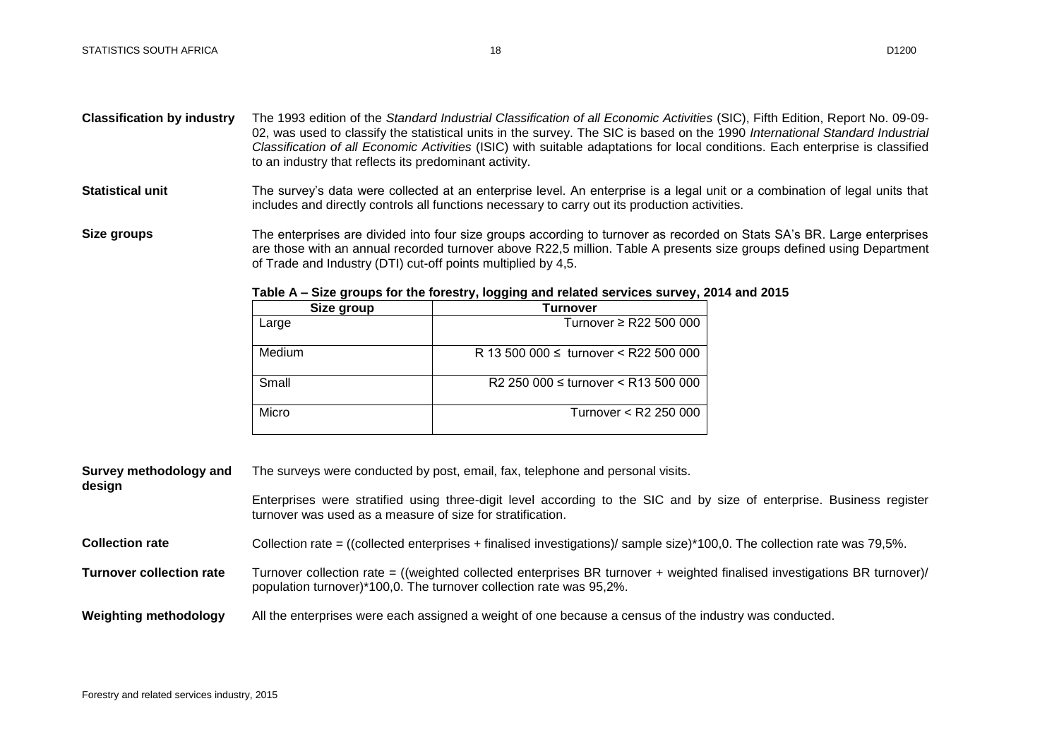**Classification by industry** The 1993 edition of the *Standard Industrial Classification of all Economic Activities* (SIC), Fifth Edition, Report No. 09-09-02, was used to classify the statistical units in the survey. The SIC is based on the 1990 *International Standard Industrial Classification of all Economic Activities* (ISIC) with suitable adaptations for local conditions. Each enterprise is classified to an industry that reflects its predominant activity.

**Statistical unit** The survey's data were collected at an enterprise level. An enterprise is a legal unit or a combination of legal units that includes and directly controls all functions necessary to carry out its production activities.

**Size groups** The enterprises are divided into four size groups according to turnover as recorded on Stats SA's BR. Large enterprises are those with an annual recorded turnover above R22,5 million. Table A presents size groups defined using Department of Trade and Industry (DTI) cut-off points multiplied by 4,5.

**Table A – Size groups for the forestry, logging and related services survey, 2014 and 2015**

| Size group | Turnover |
|---|---|
| Large | Turnover ≥ R22 500 000 |
| Medium | R 13 500 000 ≤ turnover < R22 500 000 |
| Small | R2 250 000 ≤ turnover < R13 500 000 |
| Micro | Turnover < R2 250 000 |

**Survey methodology and design** The surveys were conducted by post, email, fax, telephone and personal visits.

Enterprises were stratified using three-digit level according to the SIC and by size of enterprise. Business register turnover was used as a measure of size for stratification.

**Collection rate** Collection rate = ((collected enterprises + finalised investigations)/ sample size)*100,0. The collection rate was 79,5%.

**Turnover collection rate** Turnover collection rate = ((weighted collected enterprises BR turnover + weighted finalised investigations BR turnover)/ population turnover)*100,0. The turnover collection rate was 95,2%.

**Weighting methodology** All the enterprises were each assigned a weight of one because a census of the industry was conducted.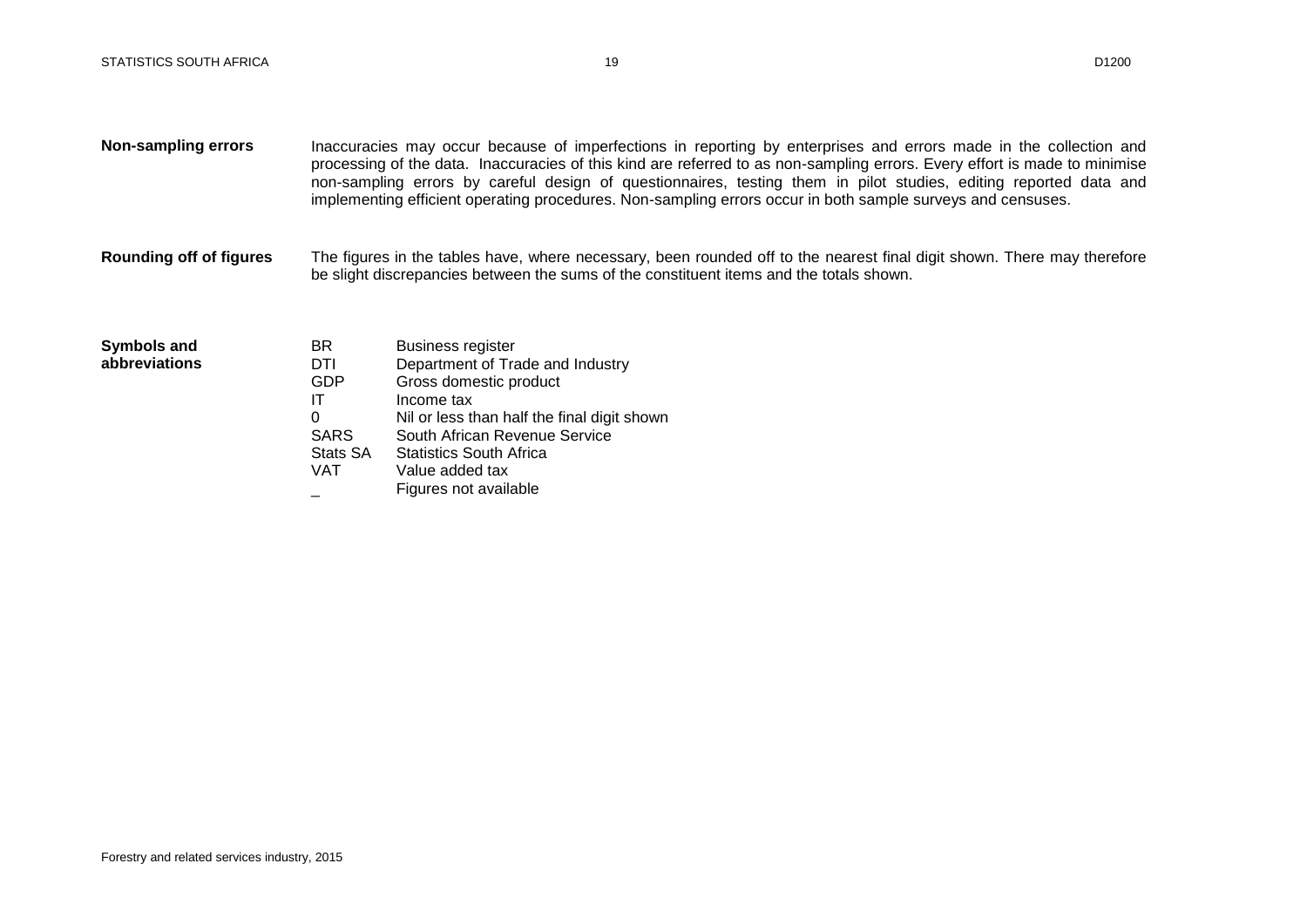**Non-sampling errors**

Inaccuracies may occur because of imperfections in reporting by enterprises and errors made in the collection and processing of the data. Inaccuracies of this kind are referred to as non-sampling errors. Every effort is made to minimise non-sampling errors by careful design of questionnaires, testing them in pilot studies, editing reported data and implementing efficient operating procedures. Non-sampling errors occur in both sample surveys and censuses.

**Rounding off of figures**

The figures in the tables have, where necessary, been rounded off to the nearest final digit shown. There may therefore be slight discrepancies between the sums of the constituent items and the totals shown.

**Symbols and abbreviations**

| | |
|---|---|
| BR | Business register |
| DTI | Department of Trade and Industry |
| GDP | Gross domestic product |
| IT | Income tax |
| 0 | Nil or less than half the final digit shown |
| SARS | South African Revenue Service |
| Stats SA | Statistics South Africa |
| VAT | Value added tax |
| _ | Figures not available |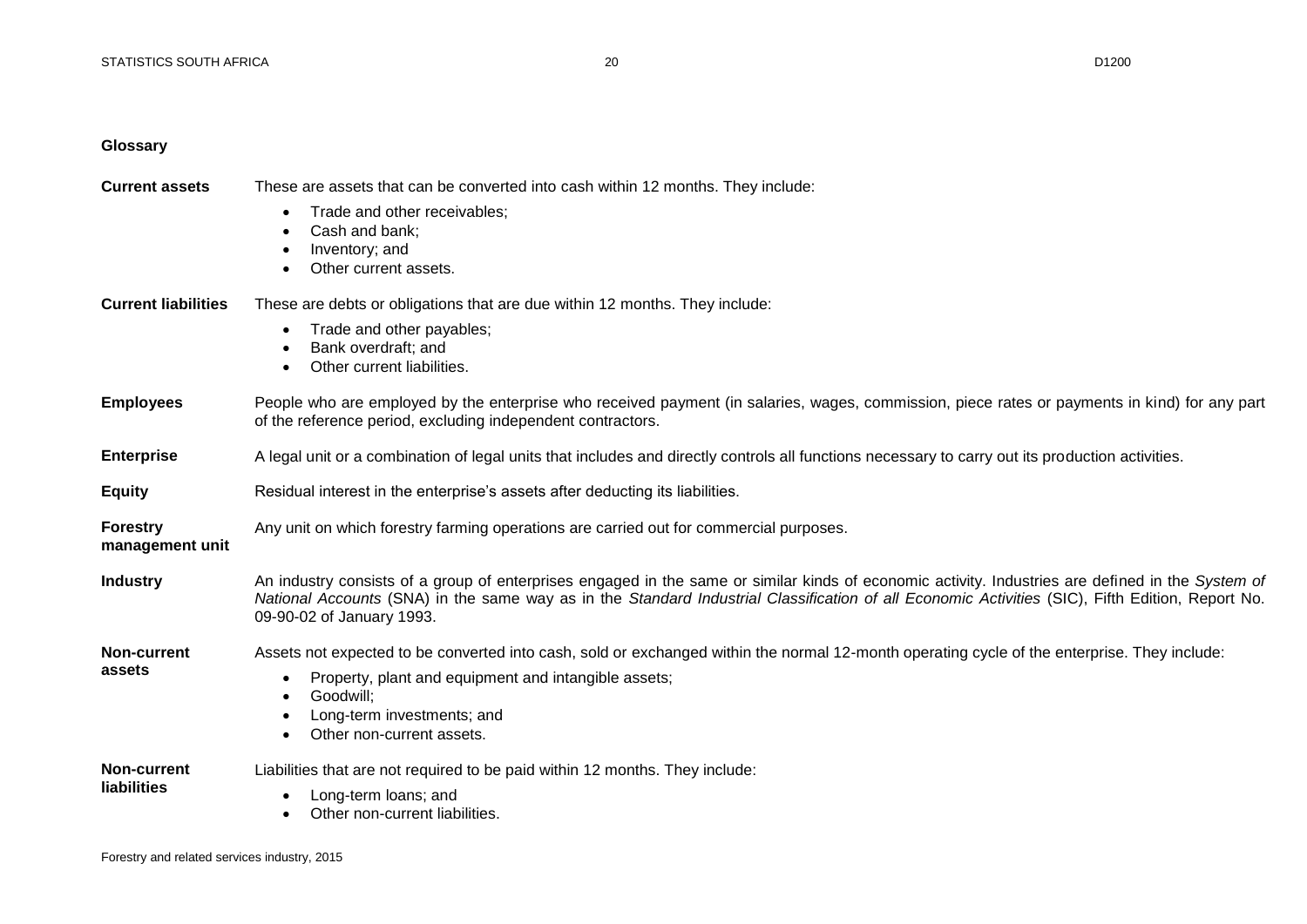## Glossary

**Current assets** These are assets that can be converted into cash within 12 months. They include:

- Trade and other receivables;
- Cash and bank;
- Inventory; and
- Other current assets.

**Current liabilities** These are debts or obligations that are due within 12 months. They include:

- Trade and other payables;
- Bank overdraft; and
- Other current liabilities.

**Employees** People who are employed by the enterprise who received payment (in salaries, wages, commission, piece rates or payments in kind) for any part of the reference period, excluding independent contractors.

**Enterprise** A legal unit or a combination of legal units that includes and directly controls all functions necessary to carry out its production activities.

**Equity** Residual interest in the enterprise's assets after deducting its liabilities.

**Forestry management unit** Any unit on which forestry farming operations are carried out for commercial purposes.

**Industry** An industry consists of a group of enterprises engaged in the same or similar kinds of economic activity. Industries are defined in the *System of National Accounts* (SNA) in the same way as in the *Standard Industrial Classification of all Economic Activities* (SIC), Fifth Edition, Report No. 09-90-02 of January 1993.

**Non-current assets** Assets not expected to be converted into cash, sold or exchanged within the normal 12-month operating cycle of the enterprise. They include:

- Property, plant and equipment and intangible assets;
- Goodwill;
- Long-term investments; and
- Other non-current assets.

**Non-current liabilities** Liabilities that are not required to be paid within 12 months. They include:

- Long-term loans; and
- Other non-current liabilities.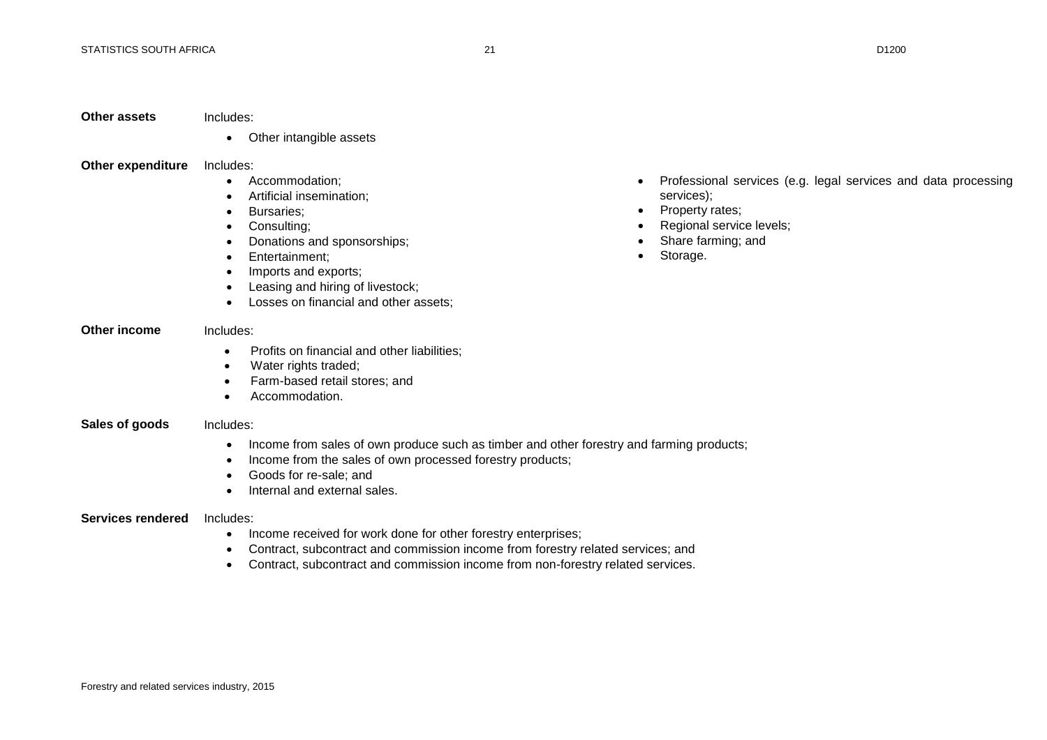**Other assets** Includes:

- Other intangible assets

**Other expenditure** Includes:

- Accommodation;
- Artificial insemination;
- Bursaries;
- Consulting;
- Donations and sponsorships;
- Entertainment;
- Imports and exports;
- Leasing and hiring of livestock;
- Losses on financial and other assets;
- Professional services (e.g. legal services and data processing services);
- Property rates;
- Regional service levels;
- Share farming; and
- Storage.

**Other income** Includes:

- Profits on financial and other liabilities;
- Water rights traded;
- Farm-based retail stores; and
- Accommodation.

**Sales of goods** Includes:

- Income from sales of own produce such as timber and other forestry and farming products;
- Income from the sales of own processed forestry products;
- Goods for re-sale; and
- Internal and external sales.

**Services rendered** Includes:

- Income received for work done for other forestry enterprises;
- Contract, subcontract and commission income from forestry related services; and
- Contract, subcontract and commission income from non-forestry related services.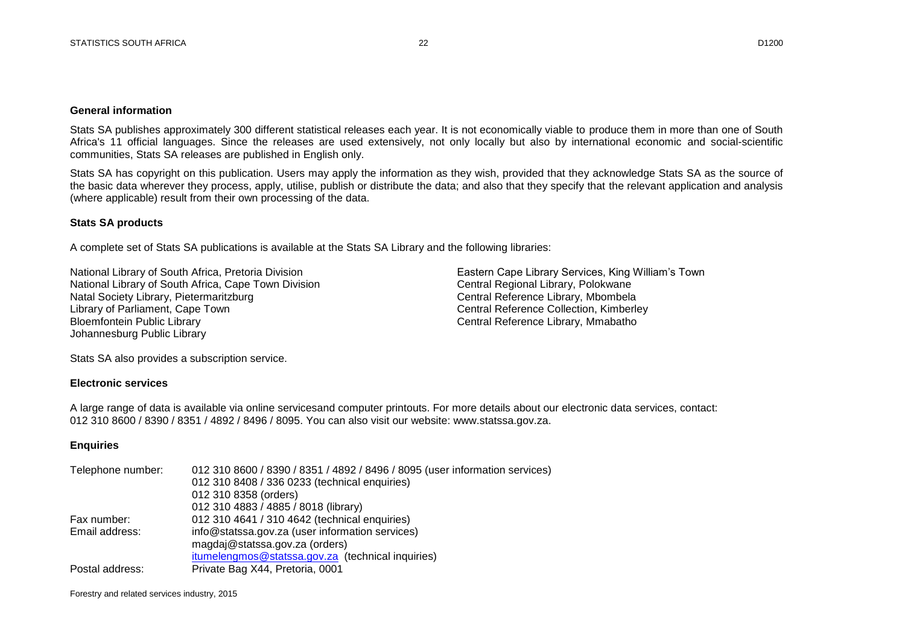## General information

Stats SA publishes approximately 300 different statistical releases each year. It is not economically viable to produce them in more than one of South Africa's 11 official languages. Since the releases are used extensively, not only locally but also by international economic and social-scientific communities, Stats SA releases are published in English only.

Stats SA has copyright on this publication. Users may apply the information as they wish, provided that they acknowledge Stats SA as the source of the basic data wherever they process, apply, utilise, publish or distribute the data; and also that they specify that the relevant application and analysis (where applicable) result from their own processing of the data.

## Stats SA products

A complete set of Stats SA publications is available at the Stats SA Library and the following libraries:

National Library of South Africa, Pretoria Division
National Library of South Africa, Cape Town Division
Natal Society Library, Pietermaritzburg
Library of Parliament, Cape Town
Bloemfontein Public Library
Johannesburg Public Library
Eastern Cape Library Services, King William's Town
Central Regional Library, Polokwane
Central Reference Library, Mbombela
Central Reference Collection, Kimberley
Central Reference Library, Mmabatho

Stats SA also provides a subscription service.

## Electronic services

A large range of data is available via online servicesand computer printouts. For more details about our electronic data services, contact: 012 310 8600 / 8390 / 8351 / 4892 / 8496 / 8095. You can also visit our website: www.statssa.gov.za.

## Enquiries

| | |
|---|---|
| Telephone number: | 012 310 8600 / 8390 / 8351 / 4892 / 8496 / 8095 (user information services) |
| | 012 310 8408 / 336 0233 (technical enquiries) |
| | 012 310 8358 (orders) |
| | 012 310 4883 / 4885 / 8018 (library) |
| Fax number: | 012 310 4641 / 310 4642 (technical enquiries) |
| Email address: | info@statssa.gov.za (user information services) |
| | magdaj@statssa.gov.za (orders) |
| | itumelengmos@statssa.gov.za (technical inquiries) |
| Postal address: | Private Bag X44, Pretoria, 0001 |

Forestry and related services industry, 2015